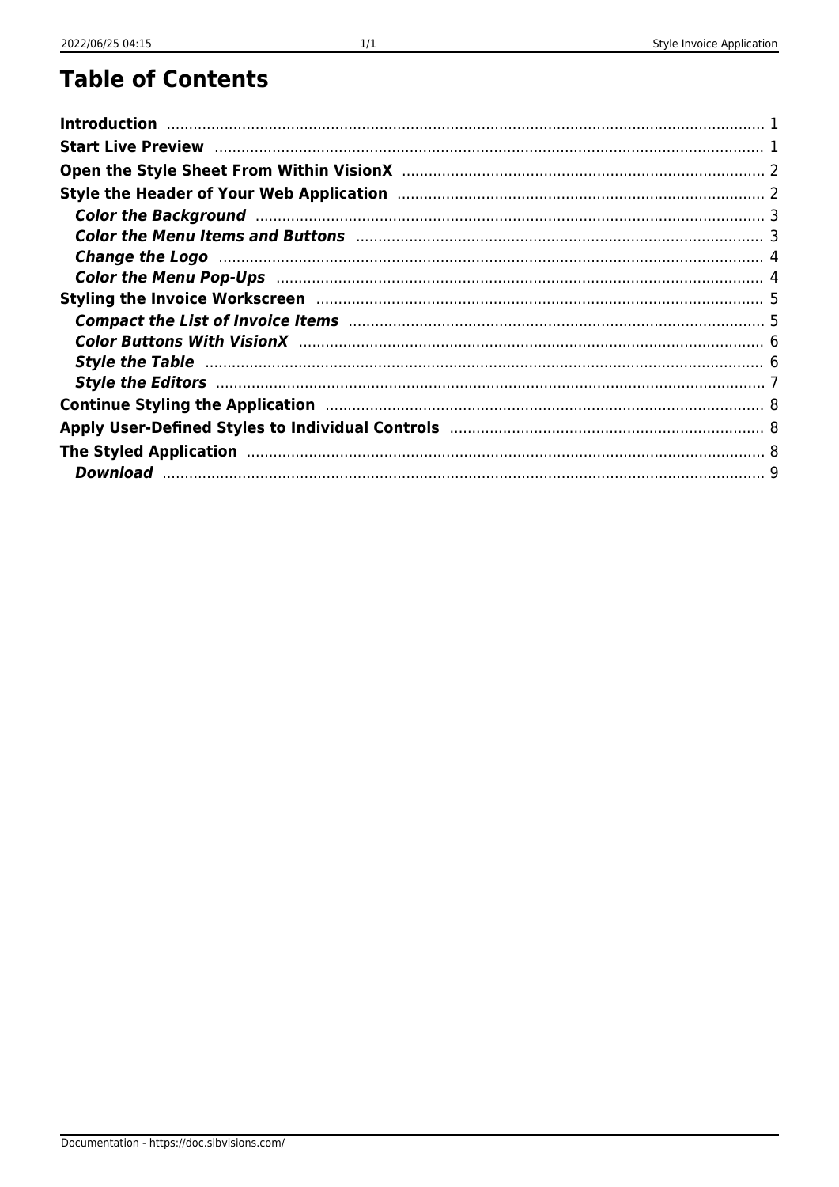# Table of Contents

**Introduction** .......... 1
**Start Live Preview** .......... 1
**Open the Style Sheet From Within VisionX** .......... 2
**Style the Header of Your Web Application** .......... 2
  ***Color the Background*** .......... 3
  ***Color the Menu Items and Buttons*** .......... 3
  ***Change the Logo*** .......... 4
  ***Color the Menu Pop-Ups*** .......... 4
**Styling the Invoice Workscreen** .......... 5
  ***Compact the List of Invoice Items*** .......... 5
  ***Color Buttons With VisionX*** .......... 6
  ***Style the Table*** .......... 6
  ***Style the Editors*** .......... 7
**Continue Styling the Application** .......... 8
**Apply User-Defined Styles to Individual Controls** .......... 8
**The Styled Application** .......... 8
  ***Download*** .......... 9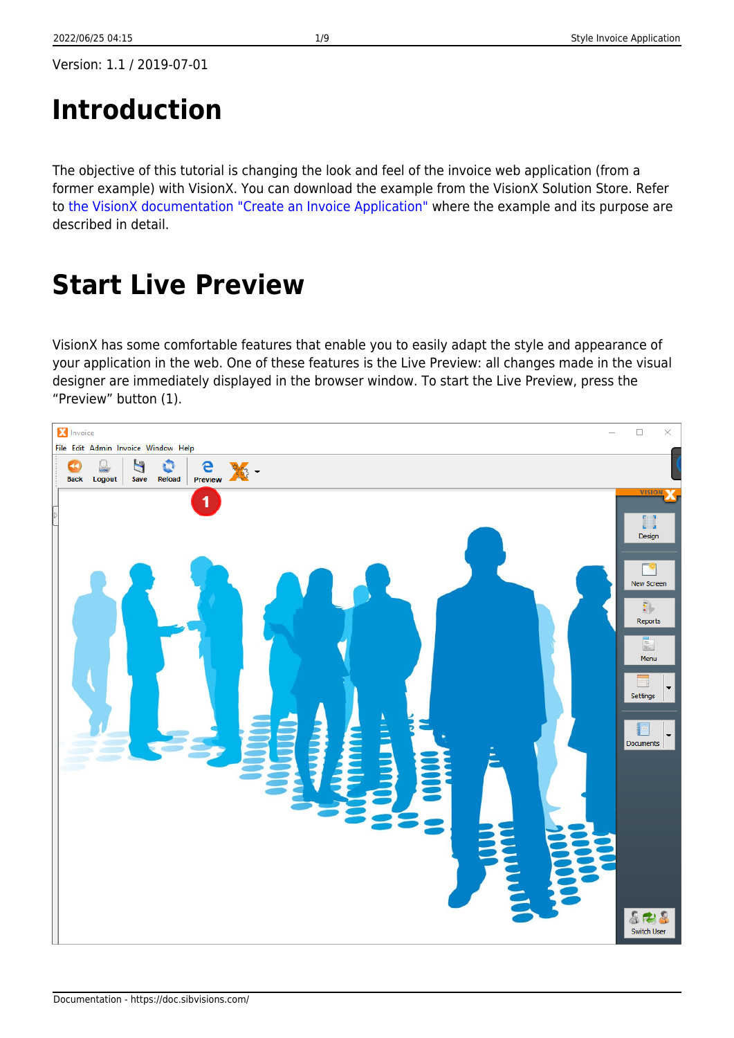Version: 1.1 / 2019-07-01

# Introduction

The objective of this tutorial is changing the look and feel of the invoice web application (from a former example) with VisionX. You can download the example from the VisionX Solution Store. Refer to the VisionX documentation "Create an Invoice Application" where the example and its purpose are described in detail.

# Start Live Preview

VisionX has some comfortable features that enable you to easily adapt the style and appearance of your application in the web. One of these features is the Live Preview: all changes made in the visual designer are immediately displayed in the browser window. To start the Live Preview, press the "Preview" button (1).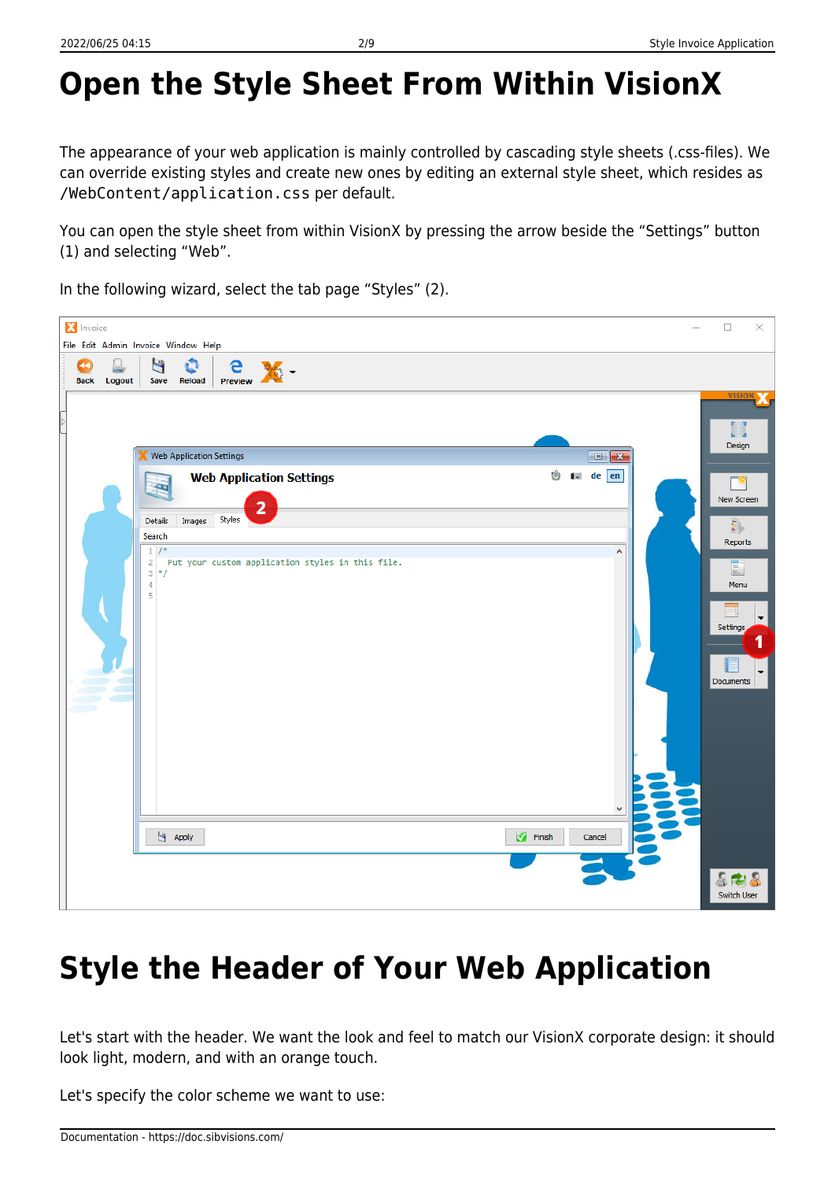# Open the Style Sheet From Within VisionX

The appearance of your web application is mainly controlled by cascading style sheets (.css-files). We can override existing styles and create new ones by editing an external style sheet, which resides as `/WebContent/application.css` per default.

You can open the style sheet from within VisionX by pressing the arrow beside the "Settings" button (1) and selecting "Web".

In the following wizard, select the tab page "Styles" (2).

# Style the Header of Your Web Application

Let's start with the header. We want the look and feel to match our VisionX corporate design: it should look light, modern, and with an orange touch.

Let's specify the color scheme we want to use: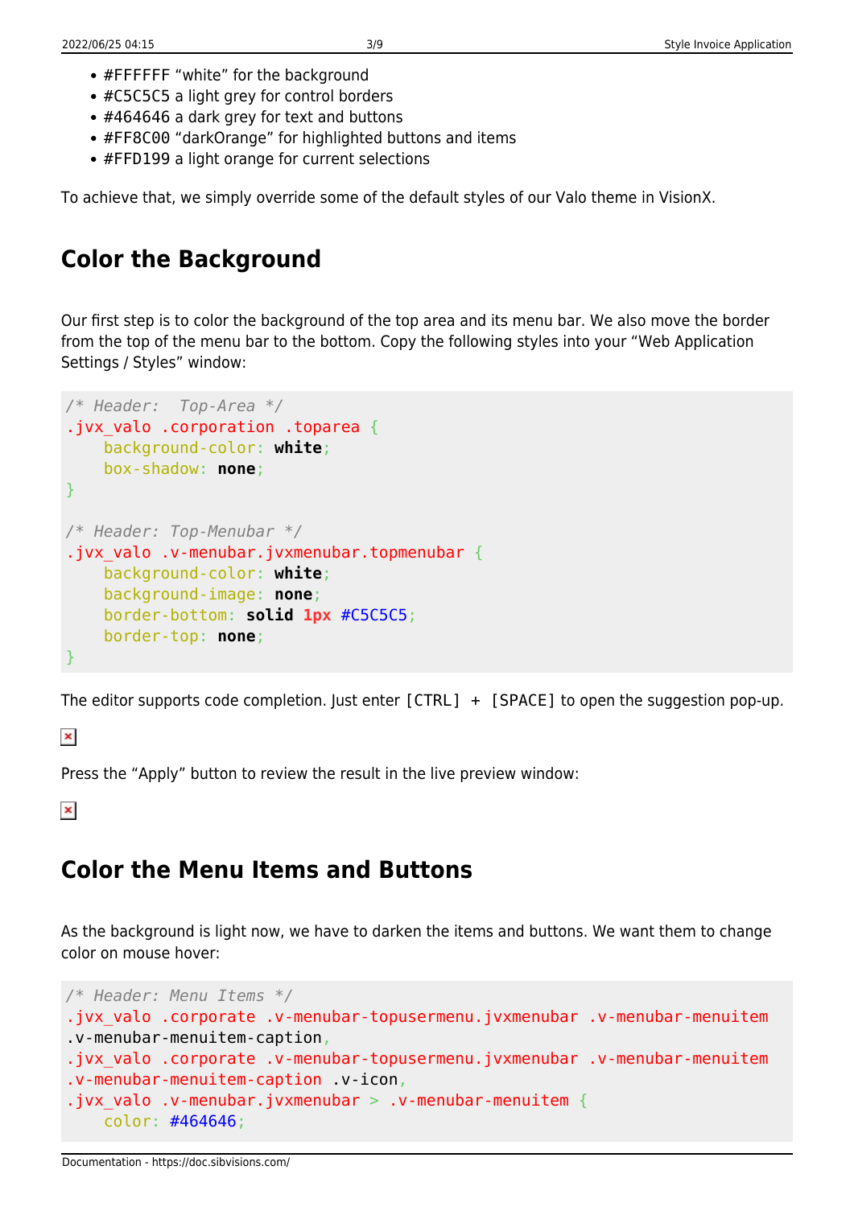- #FFFFFF "white" for the background
- #C5C5C5 a light grey for control borders
- #464646 a dark grey for text and buttons
- #FF8C00 "darkOrange" for highlighted buttons and items
- #FFD199 a light orange for current selections

To achieve that, we simply override some of the default styles of our Valo theme in VisionX.

## Color the Background

Our first step is to color the background of the top area and its menu bar. We also move the border from the top of the menu bar to the bottom. Copy the following styles into your "Web Application Settings / Styles" window:

```
/* Header:  Top-Area */
.jvx_valo .corporation .toparea {
    background-color: white;
    box-shadow: none;
}

/* Header: Top-Menubar */
.jvx_valo .v-menubar.jvxmenubar.topmenubar {
    background-color: white;
    background-image: none;
    border-bottom: solid 1px #C5C5C5;
    border-top: none;
}
```

The editor supports code completion. Just enter `[CTRL] + [SPACE]` to open the suggestion pop-up.

Press the "Apply" button to review the result in the live preview window:

## Color the Menu Items and Buttons

As the background is light now, we have to darken the items and buttons. We want them to change color on mouse hover:

```
/* Header: Menu Items */
.jvx_valo .corporate .v-menubar-topusermenu.jvxmenubar .v-menubar-menuitem
.v-menubar-menuitem-caption,
.jvx_valo .corporate .v-menubar-topusermenu.jvxmenubar .v-menubar-menuitem
.v-menubar-menuitem-caption .v-icon,
.jvx_valo .v-menubar.jvxmenubar > .v-menubar-menuitem {
    color: #464646;
```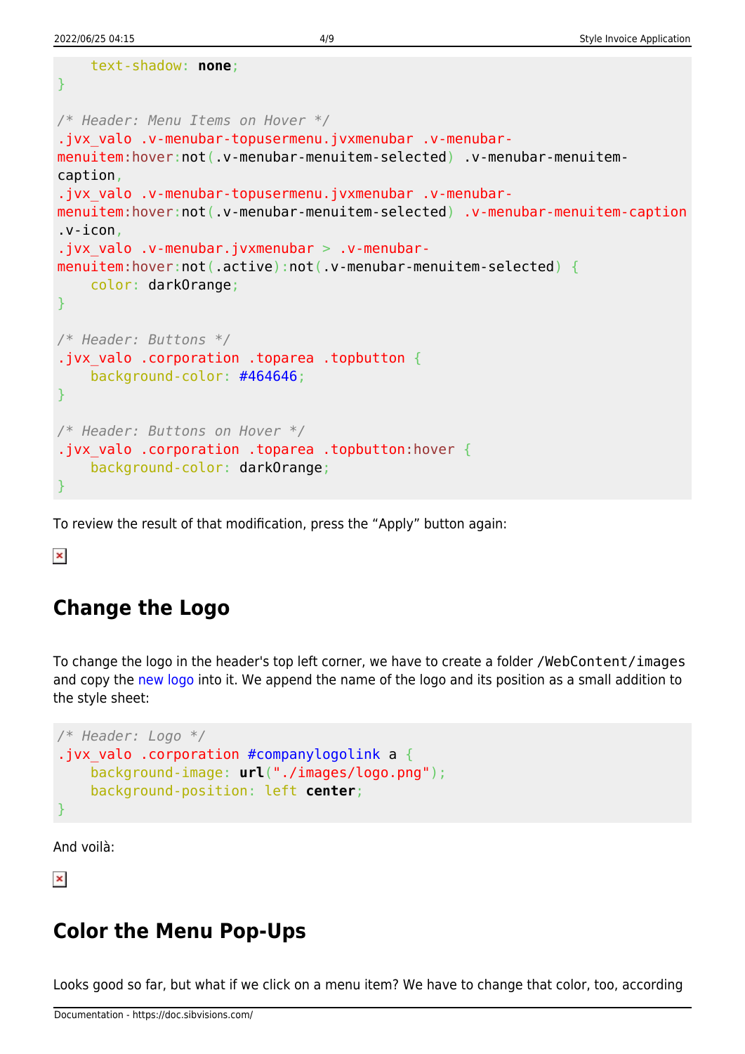```
    text-shadow: none;
}

/* Header: Menu Items on Hover */
.jvx_valo .v-menubar-topusermenu.jvxmenubar .v-menubar-menuitem:hover:not(.v-menubar-menuitem-selected) .v-menubar-menuitem-caption,
.jvx_valo .v-menubar-topusermenu.jvxmenubar .v-menubar-menuitem:hover:not(.v-menubar-menuitem-selected) .v-menubar-menuitem-caption .v-icon,
.jvx_valo .v-menubar.jvxmenubar > .v-menubar-menuitem:hover:not(.active):not(.v-menubar-menuitem-selected) {
    color: darkOrange;
}

/* Header: Buttons */
.jvx_valo .corporation .toparea .topbutton {
    background-color: #464646;
}

/* Header: Buttons on Hover */
.jvx_valo .corporation .toparea .topbutton:hover {
    background-color: darkOrange;
}
```

To review the result of that modification, press the “Apply” button again:

## Change the Logo

To change the logo in the header's top left corner, we have to create a folder `/WebContent/images` and copy the new logo into it. We append the name of the logo and its position as a small addition to the style sheet:

```
/* Header: Logo */
.jvx_valo .corporation #companylogolink a {
    background-image: url("./images/logo.png");
    background-position: left center;
}
```

And voilà:

## Color the Menu Pop-Ups

Looks good so far, but what if we click on a menu item? We have to change that color, too, according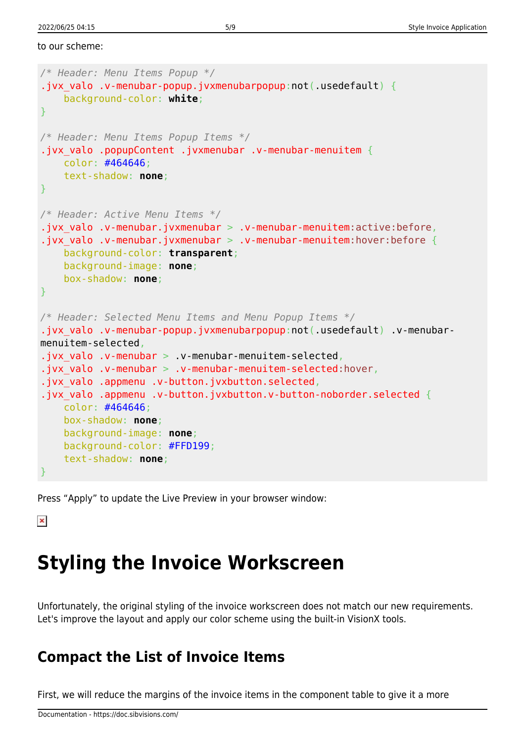to our scheme:

```
/* Header: Menu Items Popup */
.jvx_valo .v-menubar-popup.jvxmenubarpopup:not(.usedefault) {
    background-color: white;
}

/* Header: Menu Items Popup Items */
.jvx_valo .popupContent .jvxmenubar .v-menubar-menuitem {
    color: #464646;
    text-shadow: none;
}

/* Header: Active Menu Items */
.jvx_valo .v-menubar.jvxmenubar > .v-menubar-menuitem:active:before,
.jvx_valo .v-menubar.jvxmenubar > .v-menubar-menuitem:hover:before {
    background-color: transparent;
    background-image: none;
    box-shadow: none;
}

/* Header: Selected Menu Items and Menu Popup Items */
.jvx_valo .v-menubar-popup.jvxmenubarpopup:not(.usedefault) .v-menubar-menuitem-selected,
.jvx_valo .v-menubar > .v-menubar-menuitem-selected,
.jvx_valo .v-menubar > .v-menubar-menuitem-selected:hover,
.jvx_valo .appmenu .v-button.jvxbutton.selected,
.jvx_valo .appmenu .v-button.jvxbutton.v-button-noborder.selected {
    color: #464646;
    box-shadow: none;
    background-image: none;
    background-color: #FFD199;
    text-shadow: none;
}
```

Press “Apply” to update the Live Preview in your browser window:

# Styling the Invoice Workscreen

Unfortunately, the original styling of the invoice workscreen does not match our new requirements. Let's improve the layout and apply our color scheme using the built-in VisionX tools.

## Compact the List of Invoice Items

First, we will reduce the margins of the invoice items in the component table to give it a more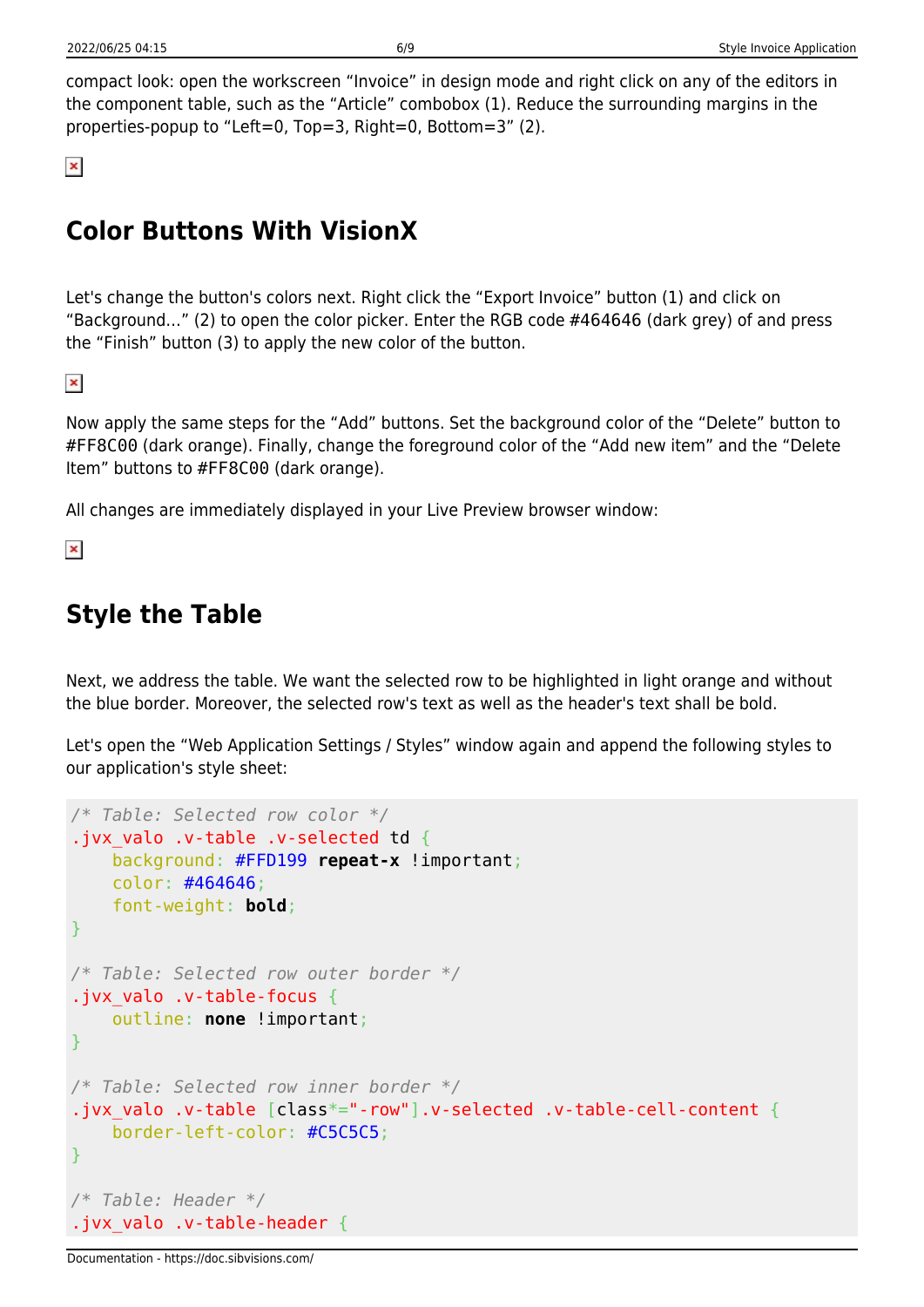compact look: open the workscreen “Invoice” in design mode and right click on any of the editors in the component table, such as the “Article” combobox (1). Reduce the surrounding margins in the properties-popup to “Left=0, Top=3, Right=0, Bottom=3” (2).

## Color Buttons With VisionX

Let's change the button's colors next. Right click the “Export Invoice” button (1) and click on “Background…” (2) to open the color picker. Enter the RGB code #464646 (dark grey) of and press the “Finish” button (3) to apply the new color of the button.

Now apply the same steps for the “Add” buttons. Set the background color of the “Delete” button to #FF8C00 (dark orange). Finally, change the foreground color of the “Add new item” and the “Delete Item” buttons to #FF8C00 (dark orange).

All changes are immediately displayed in your Live Preview browser window:

## Style the Table

Next, we address the table. We want the selected row to be highlighted in light orange and without the blue border. Moreover, the selected row's text as well as the header's text shall be bold.

Let's open the “Web Application Settings / Styles” window again and append the following styles to our application's style sheet:

```
/* Table: Selected row color */
.jvx_valo .v-table .v-selected td {
    background: #FFD199 repeat-x !important;
    color: #464646;
    font-weight: bold;
}

/* Table: Selected row outer border */
.jvx_valo .v-table-focus {
    outline: none !important;
}

/* Table: Selected row inner border */
.jvx_valo .v-table [class*="-row"].v-selected .v-table-cell-content {
    border-left-color: #C5C5C5;
}

/* Table: Header */
.jvx_valo .v-table-header {
```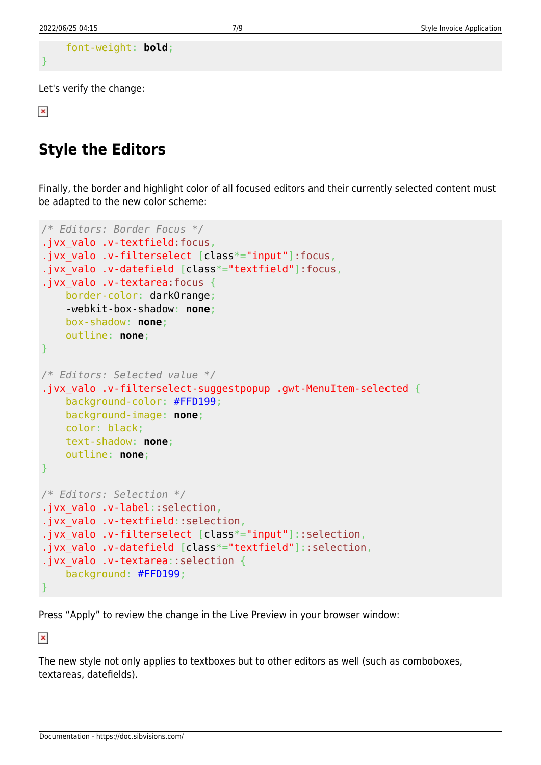```
    font-weight: bold;
}
```

Let's verify the change:

## Style the Editors

Finally, the border and highlight color of all focused editors and their currently selected content must be adapted to the new color scheme:

```
/* Editors: Border Focus */
.jvx_valo .v-textfield:focus,
.jvx_valo .v-filterselect [class*="input"]:focus,
.jvx_valo .v-datefield [class*="textfield"]:focus,
.jvx_valo .v-textarea:focus {
    border-color: darkOrange;
    -webkit-box-shadow: none;
    box-shadow: none;
    outline: none;
}

/* Editors: Selected value */
.jvx_valo .v-filterselect-suggestpopup .gwt-MenuItem-selected {
    background-color: #FFD199;
    background-image: none;
    color: black;
    text-shadow: none;
    outline: none;
}

/* Editors: Selection */
.jvx_valo .v-label::selection,
.jvx_valo .v-textfield::selection,
.jvx_valo .v-filterselect [class*="input"]::selection,
.jvx_valo .v-datefield [class*="textfield"]::selection,
.jvx_valo .v-textarea::selection {
    background: #FFD199;
}
```

Press “Apply” to review the change in the Live Preview in your browser window:

The new style not only applies to textboxes but to other editors as well (such as comboboxes, textareas, datefields).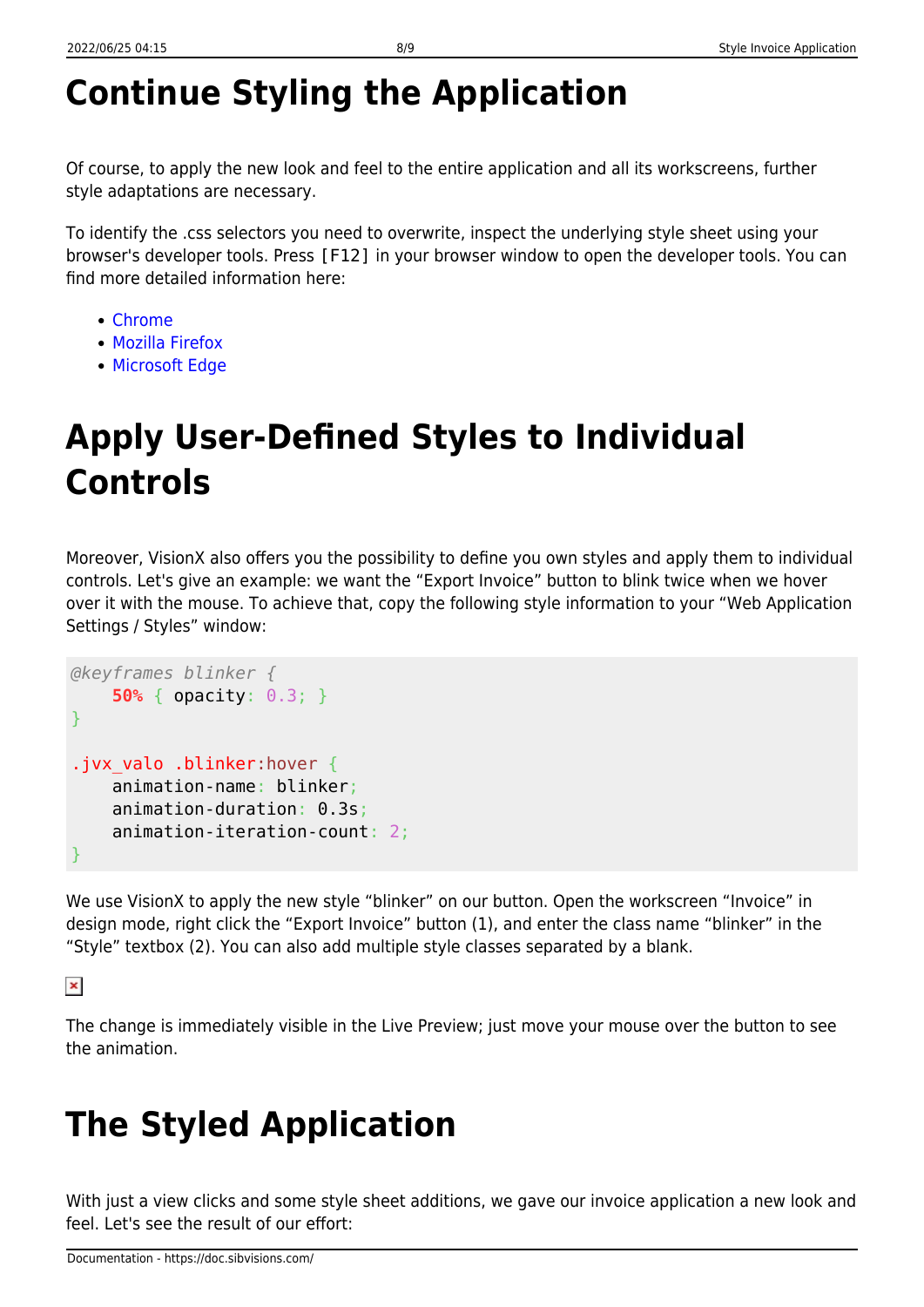# Continue Styling the Application

Of course, to apply the new look and feel to the entire application and all its workscreens, further style adaptations are necessary.

To identify the .css selectors you need to overwrite, inspect the underlying style sheet using your browser's developer tools. Press `[F12]` in your browser window to open the developer tools. You can find more detailed information here:

- Chrome
- Mozilla Firefox
- Microsoft Edge

# Apply User-Defined Styles to Individual Controls

Moreover, VisionX also offers you the possibility to define you own styles and apply them to individual controls. Let's give an example: we want the “Export Invoice” button to blink twice when we hover over it with the mouse. To achieve that, copy the following style information to your “Web Application Settings / Styles” window:

```
@keyframes blinker {
    50% { opacity: 0.3; }
}

.jvx_valo .blinker:hover {
    animation-name: blinker;
    animation-duration: 0.3s;
    animation-iteration-count: 2;
}
```

We use VisionX to apply the new style “blinker” on our button. Open the workscreen “Invoice” in design mode, right click the “Export Invoice” button (1), and enter the class name “blinker” in the “Style” textbox (2). You can also add multiple style classes separated by a blank.

The change is immediately visible in the Live Preview; just move your mouse over the button to see the animation.

# The Styled Application

With just a view clicks and some style sheet additions, we gave our invoice application a new look and feel. Let's see the result of our effort: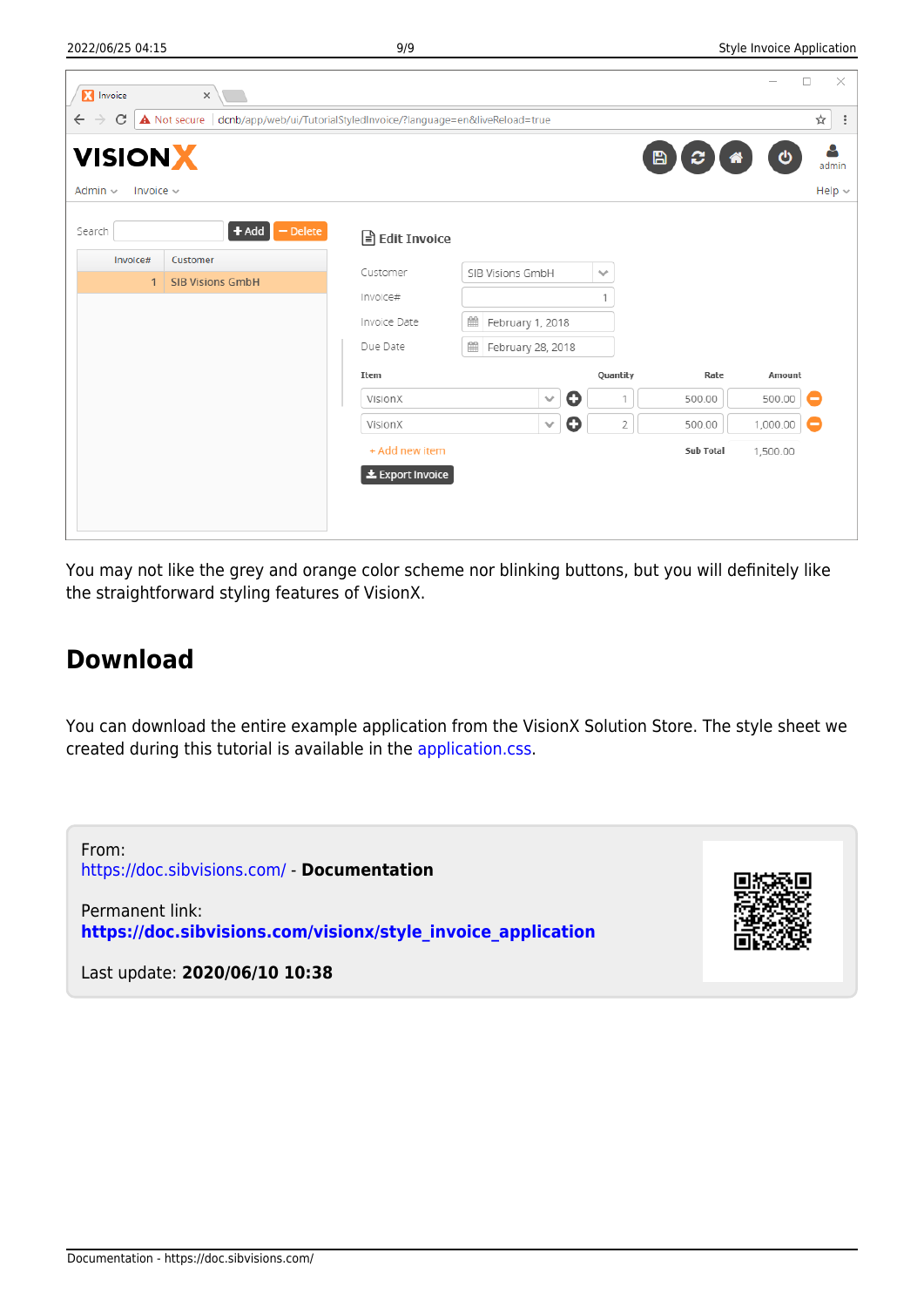You may not like the grey and orange color scheme nor blinking buttons, but you will definitely like the straightforward styling features of VisionX.

## Download

You can download the entire example application from the VisionX Solution Store. The style sheet we created during this tutorial is available in the application.css.

From:
https://doc.sibvisions.com/ - **Documentation**

Permanent link:
**https://doc.sibvisions.com/visionx/style_invoice_application**

Last update: **2020/06/10 10:38**